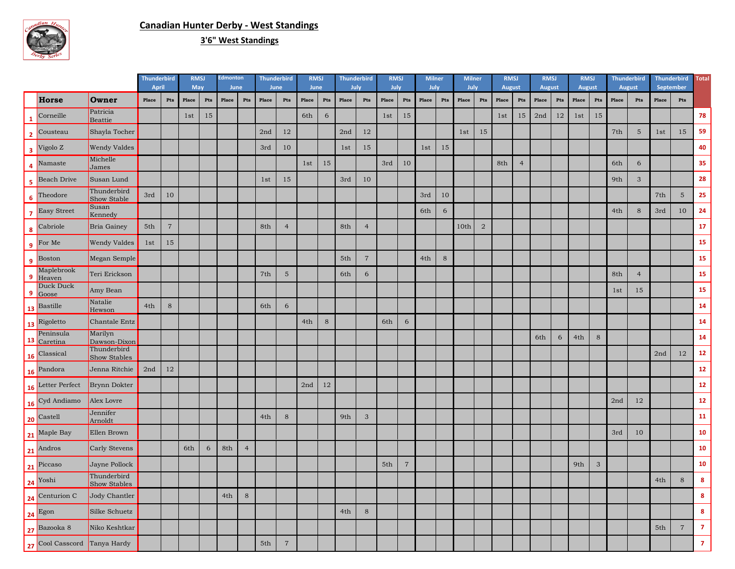## Canadian Hunter Derby - West Standings

### 3'6" West Standings

| | Horse | Owner | Thunderbird April | | RMSJ May | | Edmonton June | | Thunderbird June | | RMSJ June | | Thunderbird July | | RMSJ July | | Milner July | | Milner July | | RMSJ August | | RMSJ August | | RMSJ August | | Thunderbird August | | Thunderbird September | | Total |
|---|---|---|---|---|---|---|---|---|---|---|---|---|---|---|---|---|---|---|---|---|---|---|---|---|---|---|---|---|---|---|---|
| | | | Place | Pts | Place | Pts | Place | Pts | Place | Pts | Place | Pts | Place | Pts | Place | Pts | Place | Pts | Place | Pts | Place | Pts | Place | Pts | Place | Pts | Place | Pts | Place | Pts | |
| 1 | Corneille | Patricia Beattie | | | 1st | 15 | | | | | 6th | 6 | | | 1st | 15 | | | | | 1st | 15 | 2nd | 12 | 1st | 15 | | | | | 78 |
| 2 | Cousteau | Shayla Tocher | | | | | | | 2nd | 12 | | | 2nd | 12 | | | | | 1st | 15 | | | | | | | 7th | 5 | 1st | 15 | 59 |
| 3 | Vigolo Z | Wendy Valdes | | | | | | | 3rd | 10 | | | 1st | 15 | | | 1st | 15 | | | | | | | | | | | | | 40 |
| 4 | Namaste | Michelle James | | | | | | | | | 1st | 15 | | | 3rd | 10 | | | | | 8th | 4 | | | | | 6th | 6 | | | 35 |
| 5 | Beach Drive | Susan Lund | | | | | | | 1st | 15 | | | 3rd | 10 | | | | | | | | | | | | | 9th | 3 | | | 28 |
| 6 | Theodore | Thunderbird Show Stable | 3rd | 10 | | | | | | | | | | | | | 3rd | 10 | | | | | | | | | | | 7th | 5 | 25 |
| 7 | Easy Street | Susan Kennedy | | | | | | | | | | | | | | | 6th | 6 | | | | | | | | | 4th | 8 | 3rd | 10 | 24 |
| 8 | Cabriole | Bria Gainey | 5th | 7 | | | | | 8th | 4 | | | 8th | 4 | | | | | 10th | 2 | | | | | | | | | | | 17 |
| 9 | For Me | Wendy Valdes | 1st | 15 | | | | | | | | | | | | | | | | | | | | | | | | | | | 15 |
| 9 | Boston | Megan Semple | | | | | | | | | | | 5th | 7 | | | 4th | 8 | | | | | | | | | | | | | 15 |
| 9 | Maplebrook Heaven | Teri Erickson | | | | | | | 7th | 5 | | | 6th | 6 | | | | | | | | | | | | | 8th | 4 | | | 15 |
| 9 | Duck Duck Goose | Amy Bean | | | | | | | | | | | | | | | | | | | | | | | | | 1st | 15 | | | 15 |
| 13 | Bastille | Natalie Hewson | 4th | 8 | | | | | 6th | 6 | | | | | | | | | | | | | | | | | | | | | 14 |
| 13 | Rigoletto | Chantale Entz | | | | | | | | | 4th | 8 | | | 6th | 6 | | | | | | | | | | | | | | | 14 |
| 13 | Peninsula Caretina | Marilyn Dawson-Dixon | | | | | | | | | | | | | | | | | | | | | 6th | 6 | 4th | 8 | | | | | 14 |
| 16 | Classical | Thunderbird Show Stables | | | | | | | | | | | | | | | | | | | | | | | | | | | 2nd | 12 | 12 |
| 16 | Pandora | Jenna Ritchie | 2nd | 12 | | | | | | | | | | | | | | | | | | | | | | | | | | | 12 |
| 16 | Letter Perfect | Brynn Dokter | | | | | | | | | 2nd | 12 | | | | | | | | | | | | | | | | | | | 12 |
| 16 | Cyd Andiamo | Alex Lovre | | | | | | | | | | | | | | | | | | | | | | | | | 2nd | 12 | | | 12 |
| 20 | Castell | Jennifer Arnoldt | | | | | | | 4th | 8 | | | 9th | 3 | | | | | | | | | | | | | | | | | 11 |
| 21 | Maple Bay | Ellen Brown | | | | | | | | | | | | | | | | | | | | | | | | | 3rd | 10 | | | 10 |
| 21 | Andros | Carly Stevens | | | 6th | 6 | 8th | 4 | | | | | | | | | | | | | | | | | | | | | | | 10 |
| 21 | Piccaso | Jayne Pollock | | | | | | | | | | | | | 5th | 7 | | | | | | | | | 9th | 3 | | | | | 10 |
| 24 | Yoshi | Thunderbird Show Stables | | | | | | | | | | | | | | | | | | | | | | | | | | | 4th | 8 | 8 |
| 24 | Centurion C | Jody Chantler | | | | | 4th | 8 | | | | | | | | | | | | | | | | | | | | | | | 8 |
| 24 | Egon | Silke Schuetz | | | | | | | | | | | 4th | 8 | | | | | | | | | | | | | | | | | 8 |
| 27 | Bazooka 8 | Niko Keshtkar | | | | | | | | | | | | | | | | | | | | | | | | | | | 5th | 7 | 7 |
| 27 | Cool Casscord | Tanya Hardy | | | | | | | 5th | 7 | | | | | | | | | | | | | | | | | | | | | 7 |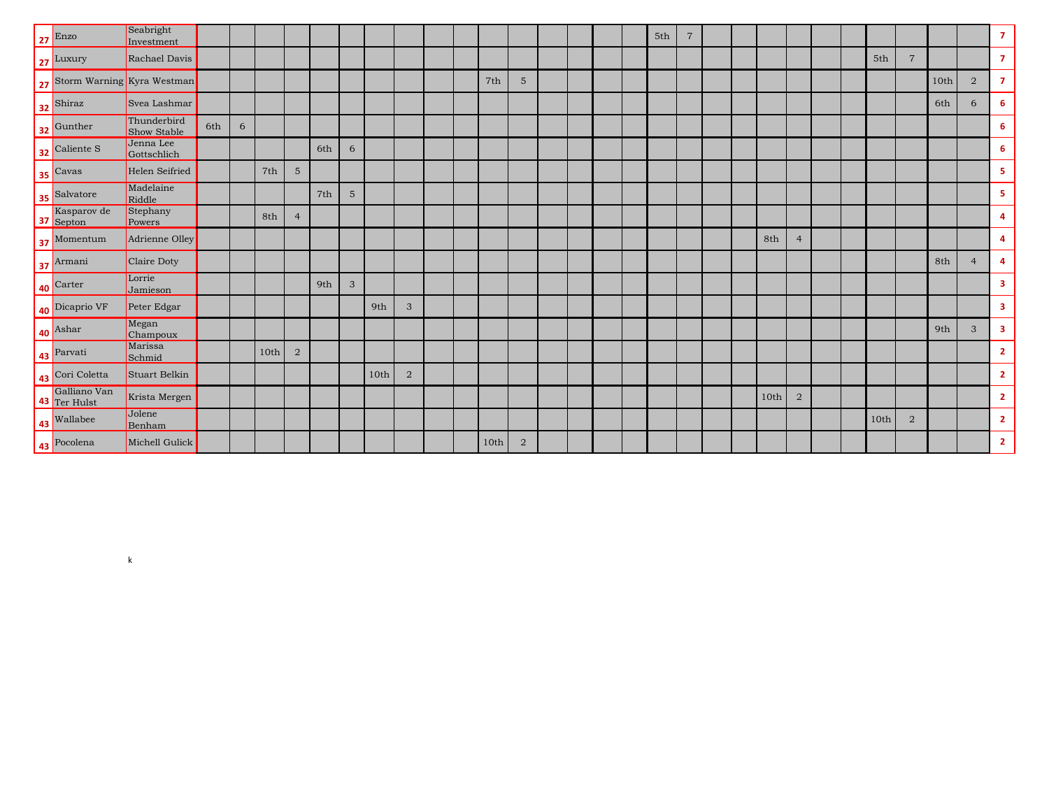| | | | | | | | | | | | | | | | | | | | | | | | | | | | | | | | |
|---|---|---|---|---|---|---|---|---|---|---|---|---|---|---|---|---|---|---|---|---|---|---|---|---|---|---|---|---|---|---|---|
| 27 | Enzo | Seabright Investment | | | | | | | | | | | | | | | | | 5th | 7 | | | | | | | | | | | 7 |
| 27 | Luxury | Rachael Davis | | | | | | | | | | | | | | | | | | | | | | | | | 5th | 7 | | | 7 |
| 27 | Storm Warning | Kyra Westman | | | | | | | | | | | 7th | 5 | | | | | | | | | | | | | | | 10th | 2 | 7 |
| 32 | Shiraz | Svea Lashmar | | | | | | | | | | | | | | | | | | | | | | | | | | | 6th | 6 | 6 |
| 32 | Gunther | Thunderbird Show Stable | 6th | 6 | | | | | | | | | | | | | | | | | | | | | | | | | | | 6 |
| 32 | Caliente S | Jenna Lee Gottschlich | | | | | 6th | 6 | | | | | | | | | | | | | | | | | | | | | | | 6 |
| 35 | Cavas | Helen Seifried | | | 7th | 5 | | | | | | | | | | | | | | | | | | | | | | | | | 5 |
| 35 | Salvatore | Madelaine Riddle | | | | | 7th | 5 | | | | | | | | | | | | | | | | | | | | | | | 5 |
| 37 | Kasparov de Septon | Stephany Powers | | | 8th | 4 | | | | | | | | | | | | | | | | | | | | | | | | | 4 |
| 37 | Momentum | Adrienne Olley | | | | | | | | | | | | | | | | | | | | | 8th | 4 | | | | | | | 4 |
| 37 | Armani | Claire Doty | | | | | | | | | | | | | | | | | | | | | | | | | | | 8th | 4 | 4 |
| 40 | Carter | Lorrie Jamieson | | | | | 9th | 3 | | | | | | | | | | | | | | | | | | | | | | | 3 |
| 40 | Dicaprio VF | Peter Edgar | | | | | | | 9th | 3 | | | | | | | | | | | | | | | | | | | | | 3 |
| 40 | Ashar | Megan Champoux | | | | | | | | | | | | | | | | | | | | | | | | | | | 9th | 3 | 3 |
| 43 | Parvati | Marissa Schmid | | | 10th | 2 | | | | | | | | | | | | | | | | | | | | | | | | | 2 |
| 43 | Cori Coletta | Stuart Belkin | | | | | | | 10th | 2 | | | | | | | | | | | | | | | | | | | | | 2 |
| 43 | Galliano Van Ter Hulst | Krista Mergen | | | | | | | | | | | | | | | | | | | | | 10th | 2 | | | | | | | 2 |
| 43 | Wallabee | Jolene Benham | | | | | | | | | | | | | | | | | | | | | | | | | 10th | 2 | | | 2 |
| 43 | Pocolena | Michell Gulick | | | | | | | | | | | 10th | 2 | | | | | | | | | | | | | | | | | 2 |

k